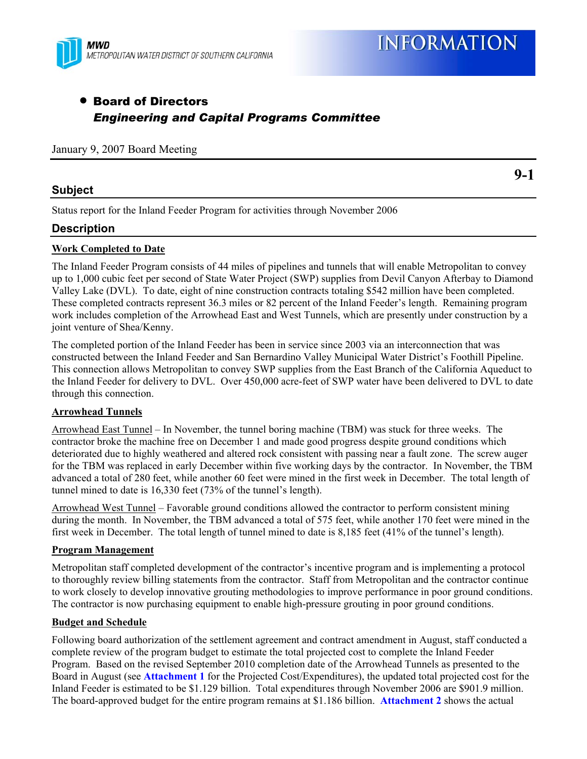MWD
METROPOLITAN WATER DISTRICT OF SOUTHERN CALIFORNIA

# INFORMATION

- **Board of Directors**
  ***Engineering and Capital Programs Committee***

January 9, 2007 Board Meeting

**9-1**

## Subject

Status report for the Inland Feeder Program for activities through November 2006

## Description

**Work Completed to Date**

The Inland Feeder Program consists of 44 miles of pipelines and tunnels that will enable Metropolitan to convey up to 1,000 cubic feet per second of State Water Project (SWP) supplies from Devil Canyon Afterbay to Diamond Valley Lake (DVL). To date, eight of nine construction contracts totaling $542 million have been completed. These completed contracts represent 36.3 miles or 82 percent of the Inland Feeder's length. Remaining program work includes completion of the Arrowhead East and West Tunnels, which are presently under construction by a joint venture of Shea/Kenny.

The completed portion of the Inland Feeder has been in service since 2003 via an interconnection that was constructed between the Inland Feeder and San Bernardino Valley Municipal Water District's Foothill Pipeline. This connection allows Metropolitan to convey SWP supplies from the East Branch of the California Aqueduct to the Inland Feeder for delivery to DVL. Over 450,000 acre-feet of SWP water have been delivered to DVL to date through this connection.

**Arrowhead Tunnels**

Arrowhead East Tunnel – In November, the tunnel boring machine (TBM) was stuck for three weeks. The contractor broke the machine free on December 1 and made good progress despite ground conditions which deteriorated due to highly weathered and altered rock consistent with passing near a fault zone. The screw auger for the TBM was replaced in early December within five working days by the contractor. In November, the TBM advanced a total of 280 feet, while another 60 feet were mined in the first week in December. The total length of tunnel mined to date is 16,330 feet (73% of the tunnel's length).

Arrowhead West Tunnel – Favorable ground conditions allowed the contractor to perform consistent mining during the month. In November, the TBM advanced a total of 575 feet, while another 170 feet were mined in the first week in December. The total length of tunnel mined to date is 8,185 feet (41% of the tunnel's length).

**Program Management**

Metropolitan staff completed development of the contractor's incentive program and is implementing a protocol to thoroughly review billing statements from the contractor. Staff from Metropolitan and the contractor continue to work closely to develop innovative grouting methodologies to improve performance in poor ground conditions. The contractor is now purchasing equipment to enable high-pressure grouting in poor ground conditions.

**Budget and Schedule**

Following board authorization of the settlement agreement and contract amendment in August, staff conducted a complete review of the program budget to estimate the total projected cost to complete the Inland Feeder Program. Based on the revised September 2010 completion date of the Arrowhead Tunnels as presented to the Board in August (see **Attachment 1** for the Projected Cost/Expenditures), the updated total projected cost for the Inland Feeder is estimated to be $1.129 billion. Total expenditures through November 2006 are $901.9 million. The board-approved budget for the entire program remains at $1.186 billion. **Attachment 2** shows the actual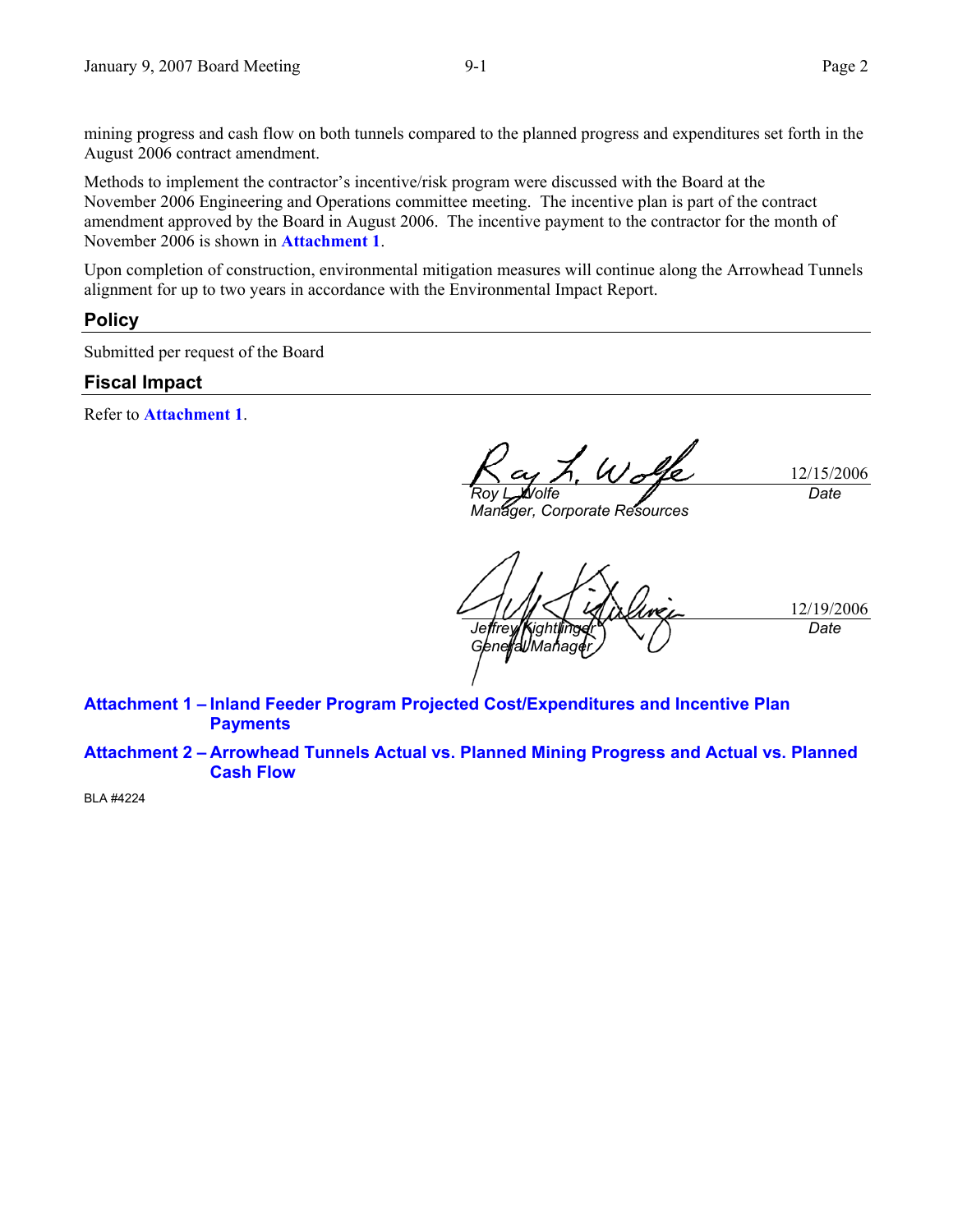mining progress and cash flow on both tunnels compared to the planned progress and expenditures set forth in the August 2006 contract amendment.

Methods to implement the contractor's incentive/risk program were discussed with the Board at the November 2006 Engineering and Operations committee meeting. The incentive plan is part of the contract amendment approved by the Board in August 2006. The incentive payment to the contractor for the month of November 2006 is shown in **Attachment 1**.

Upon completion of construction, environmental mitigation measures will continue along the Arrowhead Tunnels alignment for up to two years in accordance with the Environmental Impact Report.

## Policy

Submitted per request of the Board

## Fiscal Impact

Refer to **Attachment 1**.

| | |
|---|---|
| *Roy L. Wolfe*<br>*Manager, Corporate Resources* | 12/15/2006<br>*Date* |
| *Jeffrey Kightlinger*<br>*General Manager* | 12/19/2006<br>*Date* |

**Attachment 1 – Inland Feeder Program Projected Cost/Expenditures and Incentive Plan Payments**

**Attachment 2 – Arrowhead Tunnels Actual vs. Planned Mining Progress and Actual vs. Planned Cash Flow**

BLA #4224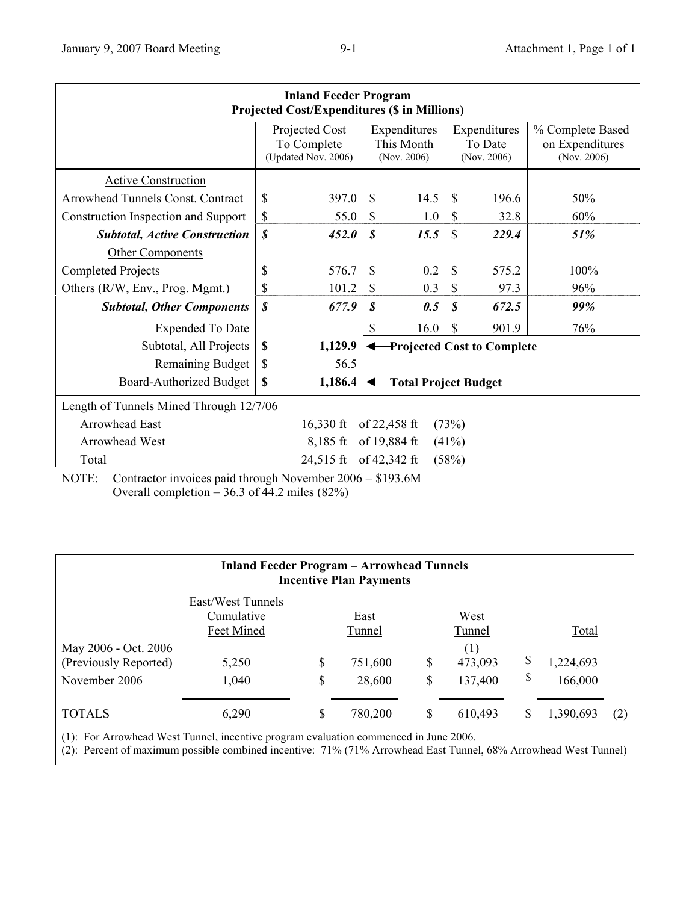| Inland Feeder Program<br>Projected Cost/Expenditures ($ in Millions) | | | | |
|---|---|---|---|---|
| | Projected Cost To Complete (Updated Nov. 2006) | Expenditures This Month (Nov. 2006) | Expenditures To Date (Nov. 2006) | % Complete Based on Expenditures (Nov. 2006) |
| Active Construction | | | | |
| Arrowhead Tunnels Const. Contract | $ 397.0 | $ 14.5 | $ 196.6 | 50% |
| Construction Inspection and Support | $ 55.0 | $ 1.0 | $ 32.8 | 60% |
| ***Subtotal, Active Construction*** | ***$ 452.0*** | ***$ 15.5*** | $ ***229.4*** | ***51%*** |
| Other Components | | | | |
| Completed Projects | $ 576.7 | $ 0.2 | $ 575.2 | 100% |
| Others (R/W, Env., Prog. Mgmt.) | $ 101.2 | $ 0.3 | $ 97.3 | 96% |
| ***Subtotal, Other Components*** | ***$ 677.9*** | ***$ 0.5*** | ***$ 672.5*** | ***99%*** |
| Expended To Date | | $ 16.0 | $ 901.9 | 76% |
| Subtotal, All Projects | **$ 1,129.9** | ◄—**Projected Cost to Complete** | | |
| Remaining Budget | $ 56.5 | | | |
| Board-Authorized Budget | **$ 1,186.4** | ◄—**Total Project Budget** | | |

| Length of Tunnels Mined Through 12/7/06 | | | |
|---|---|---|---|
| Arrowhead East | 16,330 ft | of 22,458 ft | (73%) |
| Arrowhead West | 8,185 ft | of 19,884 ft | (41%) |
| Total | 24,515 ft | of 42,342 ft | (58%) |

NOTE: Contractor invoices paid through November 2006 = $193.6M
Overall completion = 36.3 of 44.2 miles (82%)

| Inland Feeder Program – Arrowhead Tunnels<br>Incentive Plan Payments | | | | | |
|---|---|---|---|---|---|
| | East/West Tunnels Cumulative Feet Mined | East Tunnel | West Tunnel | Total | |
| May 2006 - Oct. 2006 (Previously Reported) | 5,250 | $ 751,600 | (1) $ 473,093 | $ 1,224,693 | |
| November 2006 | 1,040 | $ 28,600 | $ 137,400 | $ 166,000 | |
| TOTALS | 6,290 | $ 780,200 | $ 610,493 | $ 1,390,693 | (2) |

(1): For Arrowhead West Tunnel, incentive program evaluation commenced in June 2006.
(2): Percent of maximum possible combined incentive: 71% (71% Arrowhead East Tunnel, 68% Arrowhead West Tunnel)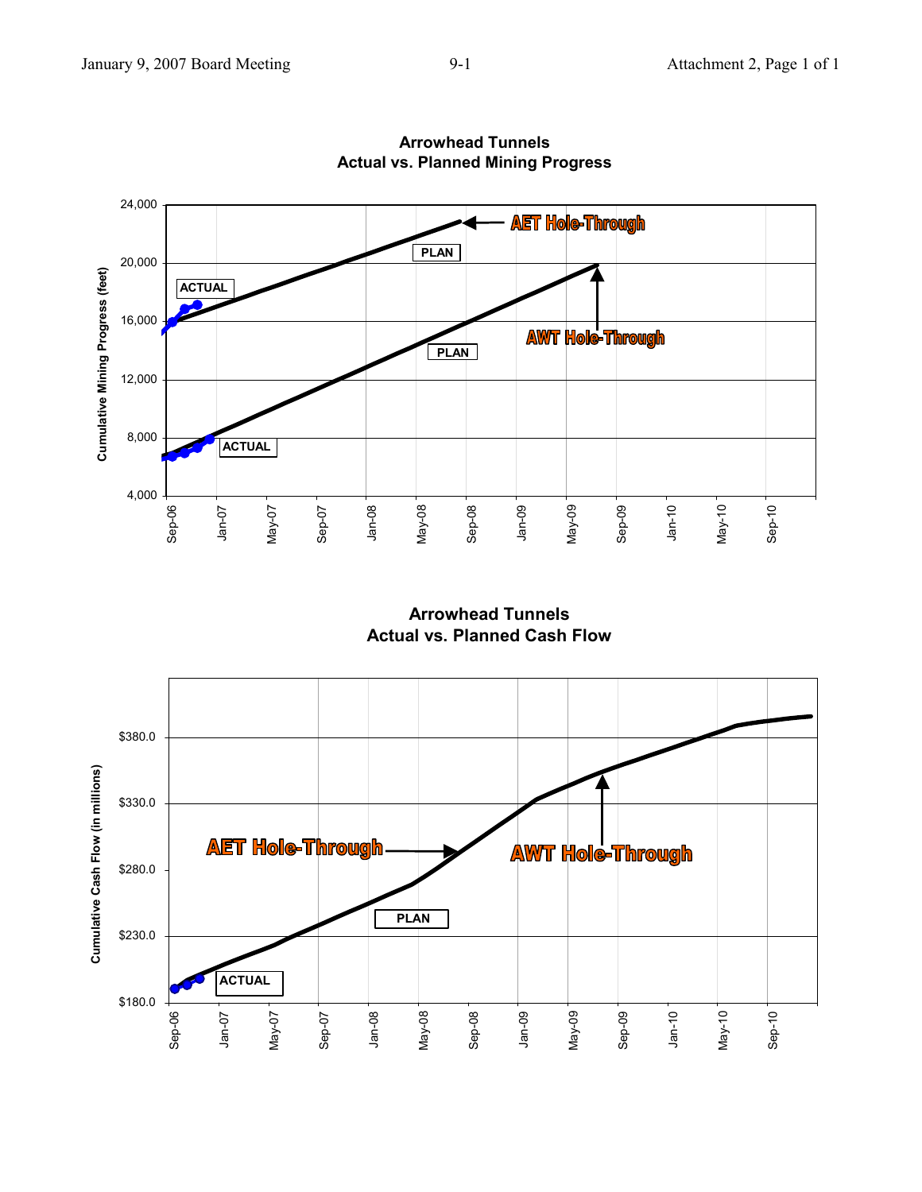## Arrowhead Tunnels
## Actual vs. Planned Mining Progress

Cumulative Mining Progress (feet)

24,000
20,000
16,000
12,000
8,000
4,000

Sep-06 Jan-07 May-07 Sep-07 Jan-08 May-08 Sep-08 Jan-09 May-09 Sep-09 Jan-10 May-10 Sep-10

AET Hole-Through

PLAN

ACTUAL

AWT Hole-Through

PLAN

ACTUAL

## Arrowhead Tunnels
## Actual vs. Planned Cash Flow

Cumulative Cash Flow (in millions)

$380.0
$330.0
$280.0
$230.0
$180.0

Sep-06 Jan-07 May-07 Sep-07 Jan-08 May-08 Sep-08 Jan-09 May-09 Sep-09 Jan-10 May-10 Sep-10

AET Hole-Through

AWT Hole-Through

PLAN

ACTUAL